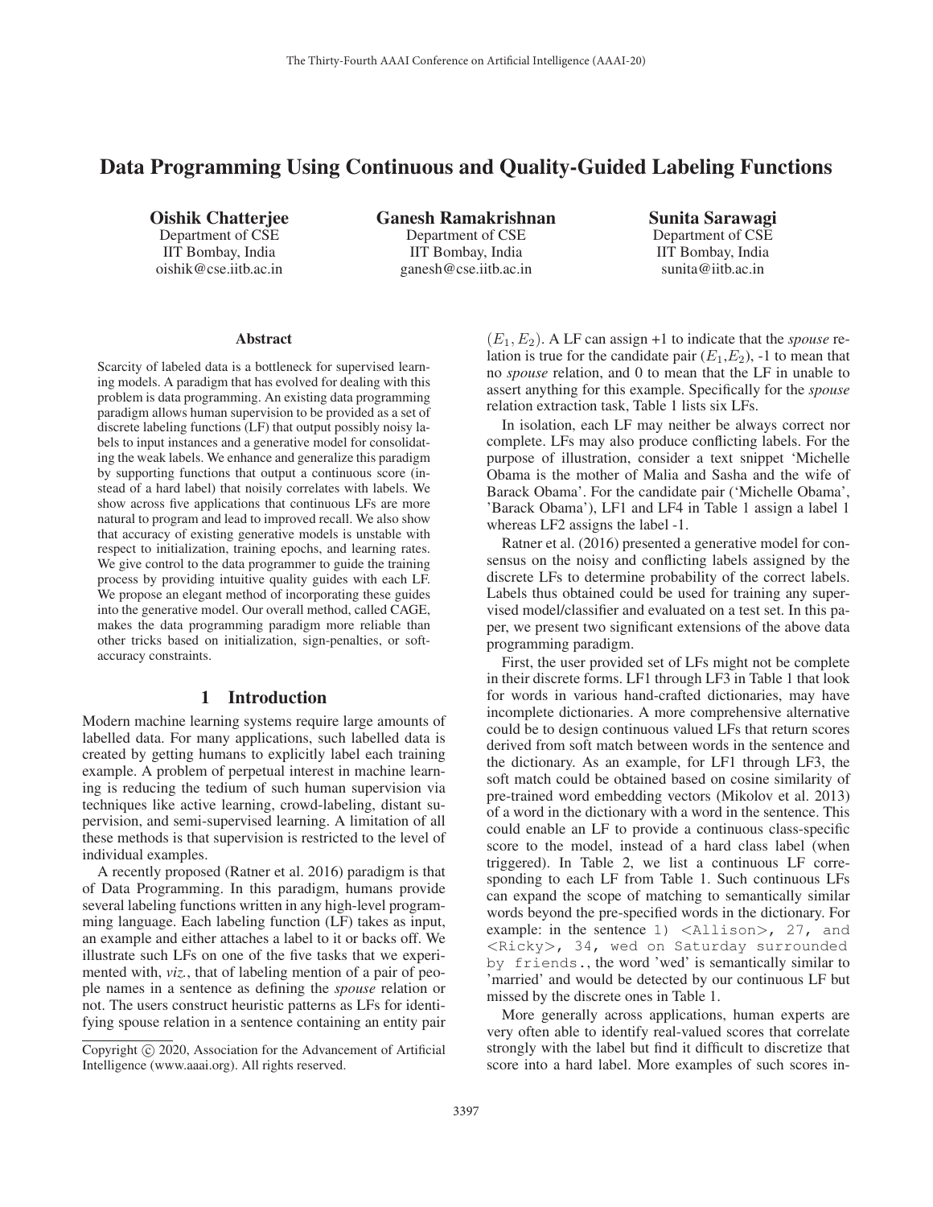# Data Programming Using Continuous and Quality-Guided Labeling Functions

**Oishik Chatterjee**
Department of CSE
IIT Bombay, India
oishik@cse.iitb.ac.in

**Ganesh Ramakrishnan**
Department of CSE
IIT Bombay, India
ganesh@cse.iitb.ac.in

**Sunita Sarawagi**
Department of CSE
IIT Bombay, India
sunita@iitb.ac.in

## Abstract

Scarcity of labeled data is a bottleneck for supervised learning models. A paradigm that has evolved for dealing with this problem is data programming. An existing data programming paradigm allows human supervision to be provided as a set of discrete labeling functions (LF) that output possibly noisy labels to input instances and a generative model for consolidating the weak labels. We enhance and generalize this paradigm by supporting functions that output a continuous score (instead of a hard label) that noisily correlates with labels. We show across five applications that continuous LFs are more natural to program and lead to improved recall. We also show that accuracy of existing generative models is unstable with respect to initialization, training epochs, and learning rates. We give control to the data programmer to guide the training process by providing intuitive quality guides with each LF. We propose an elegant method of incorporating these guides into the generative model. Our overall method, called CAGE, makes the data programming paradigm more reliable than other tricks based on initialization, sign-penalties, or soft-accuracy constraints.

## 1 Introduction

Modern machine learning systems require large amounts of labelled data. For many applications, such labelled data is created by getting humans to explicitly label each training example. A problem of perpetual interest in machine learning is reducing the tedium of such human supervision via techniques like active learning, crowd-labeling, distant supervision, and semi-supervised learning. A limitation of all these methods is that supervision is restricted to the level of individual examples.

A recently proposed (Ratner et al. 2016) paradigm is that of Data Programming. In this paradigm, humans provide several labeling functions written in any high-level programming language. Each labeling function (LF) takes as input, an example and either attaches a label to it or backs off. We illustrate such LFs on one of the five tasks that we experimented with, *viz.*, that of labeling mention of a pair of people names in a sentence as defining the *spouse* relation or not. The users construct heuristic patterns as LFs for identifying spouse relation in a sentence containing an entity pair $(E_1, E_2)$. A LF can assign +1 to indicate that the *spouse* relation is true for the candidate pair ($E_1$,$E_2$), -1 to mean that no *spouse* relation, and 0 to mean that the LF in unable to assert anything for this example. Specifically for the *spouse* relation extraction task, Table 1 lists six LFs.

In isolation, each LF may neither be always correct nor complete. LFs may also produce conflicting labels. For the purpose of illustration, consider a text snippet 'Michelle Obama is the mother of Malia and Sasha and the wife of Barack Obama'. For the candidate pair ('Michelle Obama', 'Barack Obama'), LF1 and LF4 in Table 1 assign a label 1 whereas LF2 assigns the label -1.

Ratner et al. (2016) presented a generative model for consensus on the noisy and conflicting labels assigned by the discrete LFs to determine probability of the correct labels. Labels thus obtained could be used for training any supervised model/classifier and evaluated on a test set. In this paper, we present two significant extensions of the above data programming paradigm.

First, the user provided set of LFs might not be complete in their discrete forms. LF1 through LF3 in Table 1 that look for words in various hand-crafted dictionaries, may have incomplete dictionaries. A more comprehensive alternative could be to design continuous valued LFs that return scores derived from soft match between words in the sentence and the dictionary. As an example, for LF1 through LF3, the soft match could be obtained based on cosine similarity of pre-trained word embedding vectors (Mikolov et al. 2013) of a word in the dictionary with a word in the sentence. This could enable an LF to provide a continuous class-specific score to the model, instead of a hard class label (when triggered). In Table 2, we list a continuous LF corresponding to each LF from Table 1. Such continuous LFs can expand the scope of matching to semantically similar words beyond the pre-specified words in the dictionary. For example: in the sentence `1) <Allison>, 27, and <Ricky>, 34, wed on Saturday surrounded by friends.`, the word 'wed' is semantically similar to 'married' and would be detected by our continuous LF but missed by the discrete ones in Table 1.

More generally across applications, human experts are very often able to identify real-valued scores that correlate strongly with the label but find it difficult to discretize that score into a hard label. More examples of such scores in-

Copyright © 2020, Association for the Advancement of Artificial Intelligence (www.aaai.org). All rights reserved.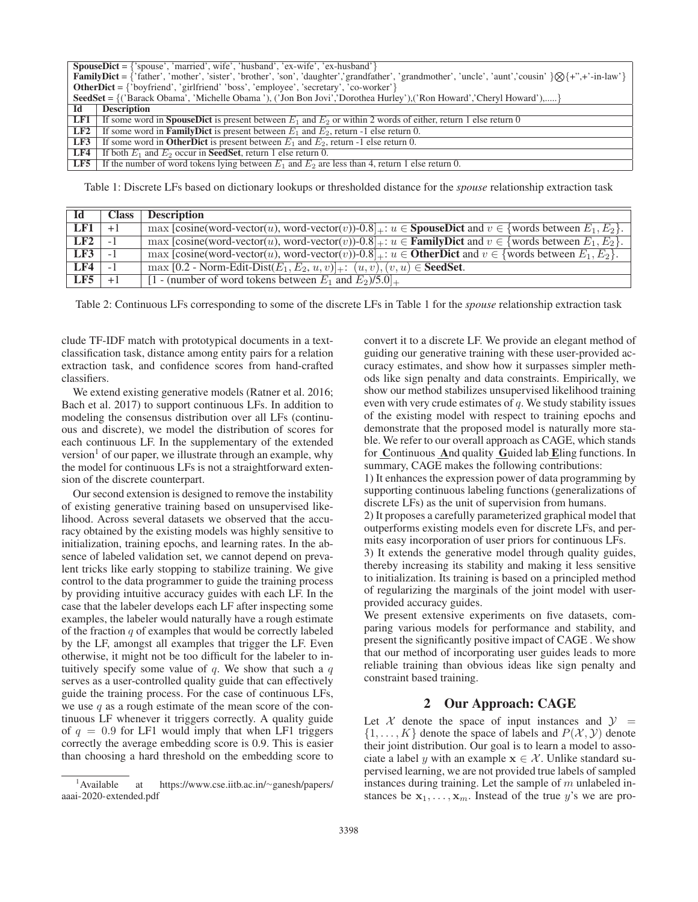| **SpouseDict** = {'spouse', 'married', wife', 'husband', 'ex-wife', 'ex-husband'} | |
|---|---|
| **FamilyDict** = {'father', 'mother', 'sister', 'brother', 'son', 'daughter','grandfather', 'grandmother', 'uncle', 'aunt','cousin' }$\bigotimes${+",+'-in-law'} | |
| **OtherDict** = {'boyfriend', 'girlfriend' 'boss', 'employee', 'secretary', 'co-worker'} | |
| **SeedSet** = {('Barack Obama', 'Michelle Obama '), ('Jon Bon Jovi','Dorothea Hurley'),('Ron Howard','Cheryl Howard'),.....} | |
| **Id** | **Description** |
| **LF1** | If some word in **SpouseDict** is present between $E_1$ and $E_2$ or within 2 words of either, return 1 else return 0 |
| **LF2** | If some word in **FamilyDict** is present between $E_1$ and $E_2$, return -1 else return 0. |
| **LF3** | If some word in **OtherDict** is present between $E_1$ and $E_2$, return -1 else return 0. |
| **LF4** | If both $E_1$ and $E_2$ occur in **SeedSet**, return 1 else return 0. |
| **LF5** | If the number of word tokens lying between $E_1$ and $E_2$ are less than 4, return 1 else return 0. |

Table 1: Discrete LFs based on dictionary lookups or thresholded distance for the *spouse* relationship extraction task

| Id | Class | Description |
|---|---|---|
| **LF1** | +1 | $\max$ [cosine(word-vector($u$), word-vector($v$))-0.8]$_+$: $u \in$ **SpouseDict** and $v \in$ {words between $E_1, E_2$}. |
| **LF2** | -1 | $\max$ [cosine(word-vector($u$), word-vector($v$))-0.8]$_+$: $u \in$ **FamilyDict** and $v \in$ {words between $E_1, E_2$}. |
| **LF3** | -1 | $\max$ [cosine(word-vector($u$), word-vector($v$))-0.8]$_+$: $u \in$ **OtherDict** and $v \in$ {words between $E_1, E_2$}. |
| **LF4** | -1 | $\max$ [0.2 - Norm-Edit-Dist($E_1$, $E_2$, $u$, $v$)]$_+$: $(u, v), (v, u) \in$ **SeedSet**. |
| **LF5** | +1 | [1 - (number of word tokens between $E_1$ and $E_2$)/5.0]$_+$ |

Table 2: Continuous LFs corresponding to some of the discrete LFs in Table 1 for the *spouse* relationship extraction task

clude TF-IDF match with prototypical documents in a text-classification task, distance among entity pairs for a relation extraction task, and confidence scores from hand-crafted classifiers.

We extend existing generative models (Ratner et al. 2016; Bach et al. 2017) to support continuous LFs. In addition to modeling the consensus distribution over all LFs (continuous and discrete), we model the distribution of scores for each continuous LF. In the supplementary of the extended version[1] of our paper, we illustrate through an example, why the model for continuous LFs is not a straightforward extension of the discrete counterpart.

Our second extension is designed to remove the instability of existing generative training based on unsupervised likelihood. Across several datasets we observed that the accuracy obtained by the existing models was highly sensitive to initialization, training epochs, and learning rates. In the absence of labeled validation set, we cannot depend on prevalent tricks like early stopping to stabilize training. We give control to the data programmer to guide the training process by providing intuitive accuracy guides with each LF. In the case that the labeler develops each LF after inspecting some examples, the labeler would naturally have a rough estimate of the fraction $q$ of examples that would be correctly labeled by the LF, amongst all examples that trigger the LF. Even otherwise, it might not be too difficult for the labeler to intuitively specify some value of $q$. We show that such a $q$ serves as a user-controlled quality guide that can effectively guide the training process. For the case of continuous LFs, we use $q$ as a rough estimate of the mean score of the continuous LF whenever it triggers correctly. A quality guide of $q = 0.9$ for LF1 would imply that when LF1 triggers correctly the average embedding score is 0.9. This is easier than choosing a hard threshold on the embedding score to convert it to a discrete LF. We provide an elegant method of guiding our generative training with these user-provided accuracy estimates, and show how it surpasses simpler methods like sign penalty and data constraints. Empirically, we show our method stabilizes unsupervised likelihood training even with very crude estimates of $q$. We study stability issues of the existing model with respect to training epochs and demonstrate that the proposed model is naturally more stable. We refer to our overall approach as CAGE, which stands for **C**ontinuous **A**nd quality **G**uided lab**E**ling functions. In summary, CAGE makes the following contributions:

1) It enhances the expression power of data programming by supporting continuous labeling functions (generalizations of discrete LFs) as the unit of supervision from humans.
2) It proposes a carefully parameterized graphical model that outperforms existing models even for discrete LFs, and permits easy incorporation of user priors for continuous LFs.
3) It extends the generative model through quality guides, thereby increasing its stability and making it less sensitive to initialization. Its training is based on a principled method of regularizing the marginals of the joint model with user-provided accuracy guides.

We present extensive experiments on five datasets, comparing various models for performance and stability, and present the significantly positive impact of CAGE . We show that our method of incorporating user guides leads to more reliable training than obvious ideas like sign penalty and constraint based training.

## 2 Our Approach: CAGE

Let $\mathcal{X}$ denote the space of input instances and $\mathcal{Y} = \{1, \ldots, K\}$ denote the space of labels and $P(\mathcal{X}, \mathcal{Y})$ denote their joint distribution. Our goal is to learn a model to associate a label $y$ with an example $\mathbf{x} \in \mathcal{X}$. Unlike standard supervised learning, we are not provided true labels of sampled instances during training. Let the sample of $m$ unlabeled instances be $\mathbf{x}_1, \ldots, \mathbf{x}_m$. Instead of the true $y$'s we are pro-

[1]Available at https://www.cse.iitb.ac.in/~ganesh/papers/aaai-2020-extended.pdf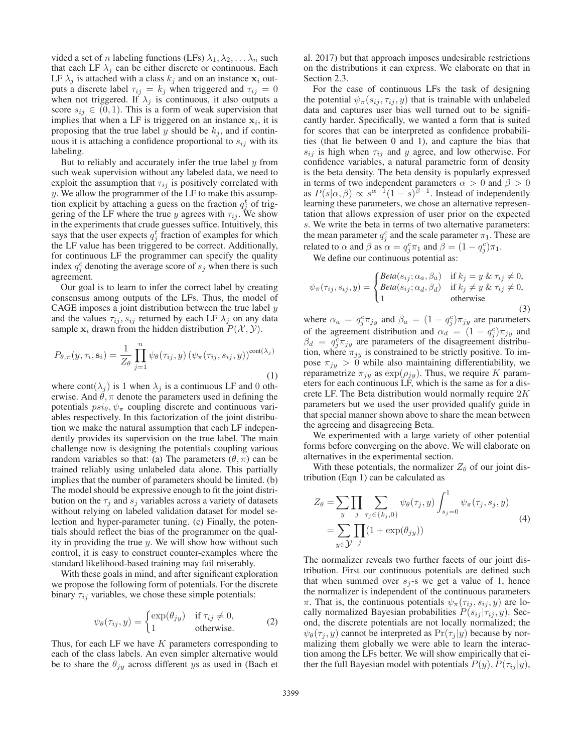vided a set of $n$ labeling functions (LFs) $\lambda_1, \lambda_2, \ldots \lambda_n$ such that each LF $\lambda_j$ can be either discrete or continuous. Each LF $\lambda_j$ is attached with a class $k_j$ and on an instance $\mathbf{x}_i$ outputs a discrete label $\tau_{ij} = k_j$ when triggered and $\tau_{ij} = 0$ when not triggered. If $\lambda_j$ is continuous, it also outputs a score $s_{ij} \in (0, 1)$. This is a form of weak supervision that implies that when a LF is triggered on an instance $\mathbf{x}_i$, it is proposing that the true label $y$ should be $k_j$, and if continuous it is attaching a confidence proportional to $s_{ij}$ with its labeling.

But to reliably and accurately infer the true label $y$ from such weak supervision without any labeled data, we need to exploit the assumption that $\tau_{ij}$ is positively correlated with $y$. We allow the programmer of the LF to make this assumption explicit by attaching a guess on the fraction $q^t_j$ of triggering of the LF where the true $y$ agrees with $\tau_{ij}$. We show in the experiments that crude guesses suffice. Intuitively, this says that the user expects $q^t_j$ fraction of examples for which the LF value has been triggered to be correct. Additionally, for continuous LF the programmer can specify the quality index $q^c_j$ denoting the average score of $s_j$ when there is such agreement.

Our goal is to learn to infer the correct label by creating consensus among outputs of the LFs. Thus, the model of CAGE imposes a joint distribution between the true label $y$ and the values $\tau_{ij}, s_{ij}$ returned by each LF $\lambda_j$ on any data sample $\mathbf{x}_i$ drawn from the hidden distribution $P(\mathcal{X}, \mathcal{Y})$.

$$P_{\theta,\pi}(y, \tau_i, \mathbf{s}_i) = \frac{1}{Z_\theta} \prod_{j=1}^{n} \psi_\theta(\tau_{ij}, y) \left(\psi_\pi(\tau_{ij}, s_{ij}, y)\right)^{\text{cont}(\lambda_j)} \tag{1}$$

where $\text{cont}(\lambda_j)$ is 1 when $\lambda_j$ is a continuous LF and 0 otherwise. And $\theta, \pi$ denote the parameters used in defining the potentials $psi_\theta, \psi_\pi$ coupling discrete and continuous variables respectively. In this factorization of the joint distribution we make the natural assumption that each LF independently provides its supervision on the true label. The main challenge now is designing the potentials coupling various random variables so that: (a) The parameters $(\theta, \pi)$ can be trained reliably using unlabeled data alone. This partially implies that the number of parameters should be limited. (b) The model should be expressive enough to fit the joint distribution on the $\tau_j$ and $s_j$ variables across a variety of datasets without relying on labeled validation dataset for model selection and hyper-parameter tuning. (c) Finally, the potentials should reflect the bias of the programmer on the quality in providing the true $y$. We will show how without such control, it is easy to construct counter-examples where the standard likelihood-based training may fail miserably.

With these goals in mind, and after significant exploration we propose the following form of potentials. For the discrete binary $\tau_{ij}$ variables, we chose these simple potentials:

$$\psi_\theta(\tau_{ij}, y) = \begin{cases} \exp(\theta_{jy}) & \text{if } \tau_{ij} \neq 0, \\ 1 & \text{otherwise.} \end{cases} \tag{2}$$

Thus, for each LF we have $K$ parameters corresponding to each of the class labels. An even simpler alternative would be to share the $\theta_{jy}$ across different $y$s as used in (Bach et al. 2017) but that approach imposes undesirable restrictions on the distributions it can express. We elaborate on that in Section 2.3.

For the case of continuous LFs the task of designing the potential $\psi_\pi(s_{ij}, \tau_{ij}, y)$ that is trainable with unlabeled data and captures user bias well turned out to be significantly harder. Specifically, we wanted a form that is suited for scores that can be interpreted as confidence probabilities (that lie between 0 and 1), and capture the bias that $s_{ij}$ is high when $\tau_{ij}$ and $y$ agree, and low otherwise. For confidence variables, a natural parametric form of density is the beta density. The beta density is popularly expressed in terms of two independent parameters $\alpha > 0$ and $\beta > 0$ as $P(s|\alpha, \beta) \propto s^{\alpha-1}(1-s)^{\beta-1}$. Instead of independently learning these parameters, we chose an alternative representation that allows expression of user prior on the expected $s$. We write the beta in terms of two alternative parameters: the mean parameter $q^c_j$ and the scale parameter $\pi_1$. These are related to $\alpha$ and $\beta$ as $\alpha = q^c_j \pi_1$ and $\beta = (1 - q^c_j)\pi_1$.

We define our continuous potential as:

$$\psi_\pi(\tau_{ij}, s_{ij}, y) = \begin{cases} \textit{Beta}(s_{ij}; \alpha_a, \beta_a) & \text{if } k_j = y \ \& \ \tau_{ij} \neq 0, \\ \textit{Beta}(s_{ij}; \alpha_d, \beta_d) & \text{if } k_j \neq y \ \& \ \tau_{ij} \neq 0, \\ 1 & \text{otherwise} \end{cases} \tag{3}$$

where $\alpha_a = q^c_j \pi_{jy}$ and $\beta_a = (1 - q^c_j)\pi_{jy}$ are parameters of the agreement distribution and $\alpha_d = (1 - q^c_j)\pi_{jy}$ and $\beta_d = q^c_j \pi_{jy}$ are parameters of the disagreement distribution, where $\pi_{jy}$ is constrained to be strictly positive. To impose $\pi_{jy} > 0$ while also maintaining differentiability, we reparametrize $\pi_{jy}$ as $\exp(\rho_{jy})$. Thus, we require $K$ parameters for each continuous LF, which is the same as for a discrete LF. The Beta distribution would normally require $2K$ parameters but we used the user provided qualify guide in that special manner shown above to share the mean between the agreeing and disagreeing Beta.

We experimented with a large variety of other potential forms before converging on the above. We will elaborate on alternatives in the experimental section.

With these potentials, the normalizer $Z_\theta$ of our joint distribution (Eqn 1) can be calculated as

$$\begin{aligned} Z_\theta &= \sum_y \prod_j \sum_{\tau_j \in \{k_j, 0\}} \psi_\theta(\tau_j, y) \int_{s_j=0}^{1} \psi_\pi(\tau_j, s_j, y) \\ &= \sum_{y \in \mathcal{Y}} \prod_j (1 + \exp(\theta_{jy})) \end{aligned} \tag{4}$$

The normalizer reveals two further facets of our joint distribution. First our continuous potentials are defined such that when summed over $s_j$-s we get a value of 1, hence the normalizer is independent of the continuous parameters $\pi$. That is, the continuous potentials $\psi_\pi(\tau_{ij}, s_{ij}, y)$ are locally normalized Bayesian probabilities $P(s_{ij}|\tau_{ij}, y)$. Second, the discrete potentials are not locally normalized; the $\psi_\theta(\tau_j, y)$ cannot be interpreted as $\Pr(\tau_j|y)$ because by normalizing them globally we were able to learn the interaction among the LFs better. We will show empirically that either the full Bayesian model with potentials $P(y), P(\tau_{ij}|y)$,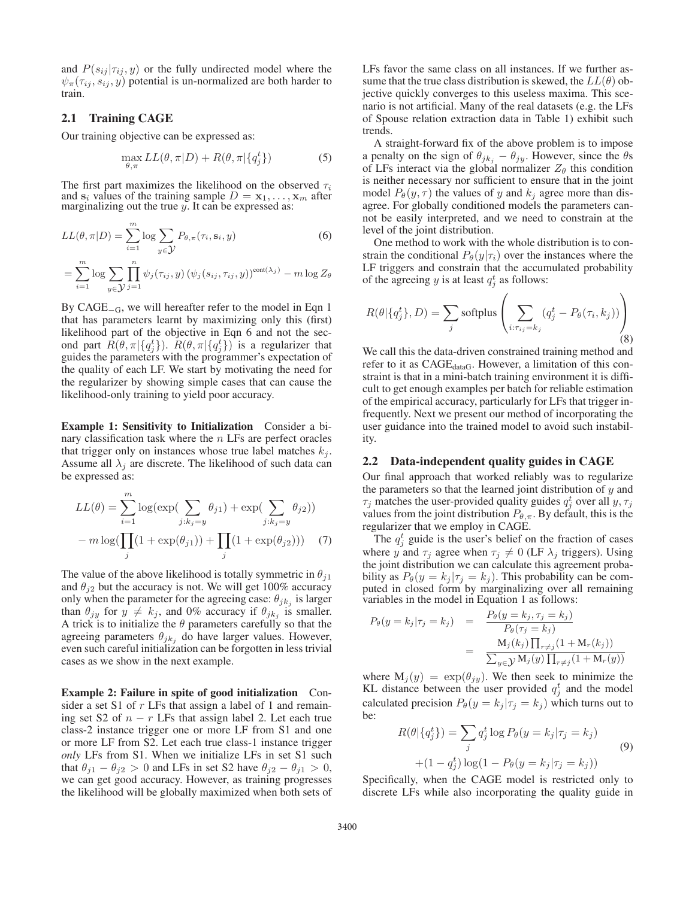and $P(s_{ij}|\tau_{ij}, y)$ or the fully undirected model where the $\psi_\pi(\tau_{ij}, s_{ij}, y)$ potential is un-normalized are both harder to train.

## 2.1 Training CAGE

Our training objective can be expressed as:

$$\max_{\theta,\pi} LL(\theta, \pi|D) + R(\theta, \pi|\{q_j^t\}) \tag{5}$$

The first part maximizes the likelihood on the observed $\tau_i$ and $\mathbf{s}_i$ values of the training sample $D = \mathbf{x}_1, \ldots, \mathbf{x}_m$ after marginalizing out the true $y$. It can be expressed as:

$$LL(\theta, \pi|D) = \sum_{i=1}^{m} \log \sum_{y \in \mathcal{Y}} P_{\theta,\pi}(\tau_i, \mathbf{s}_i, y) \tag{6}$$

$$= \sum_{i=1}^{m} \log \sum_{y \in \mathcal{Y}} \prod_{j=1}^{n} \psi_j(\tau_{ij}, y) \left(\psi_j(s_{ij}, \tau_{ij}, y)\right)^{\text{cont}(\lambda_j)} - m \log Z_\theta$$

By CAGE$_{-\text{G}}$, we will hereafter refer to the model in Eqn 1 that has parameters learnt by maximizing only this (first) likelihood part of the objective in Eqn 6 and not the second part $R(\theta, \pi|\{q_j^t\})$. $R(\theta, \pi|\{q_j^t\})$ is a regularizer that guides the parameters with the programmer's expectation of the quality of each LF. We start by motivating the need for the regularizer by showing simple cases that can cause the likelihood-only training to yield poor accuracy.

**Example 1: Sensitivity to Initialization** Consider a binary classification task where the $n$ LFs are perfect oracles that trigger only on instances whose true label matches $k_j$. Assume all $\lambda_j$ are discrete. The likelihood of such data can be expressed as:

$$LL(\theta) = \sum_{i=1}^{m} \log(\exp(\sum_{j:k_j=y} \theta_{j1}) + \exp(\sum_{j:k_j=y} \theta_{j2}))$$
$$- m \log(\prod_j (1 + \exp(\theta_{j1})) + \prod_j (1 + \exp(\theta_{j2}))) \tag{7}$$

The value of the above likelihood is totally symmetric in $\theta_{j1}$ and $\theta_{j2}$ but the accuracy is not. We will get 100% accuracy only when the parameter for the agreeing case: $\theta_{jk_j}$ is larger than $\theta_{jy}$ for $y \neq k_j$, and 0% accuracy if $\theta_{jk_j}$ is smaller. A trick is to initialize the $\theta$ parameters carefully so that the agreeing parameters $\theta_{jk_j}$ do have larger values. However, even such careful initialization can be forgotten in less trivial cases as we show in the next example.

**Example 2: Failure in spite of good initialization** Consider a set S1 of $r$ LFs that assign a label of 1 and remaining set S2 of $n - r$ LFs that assign label 2. Let each true class-2 instance trigger one or more LF from S1 and one or more LF from S2. Let each true class-1 instance trigger *only* LFs from S1. When we initialize LFs in set S1 such that $\theta_{j1} - \theta_{j2} > 0$ and LFs in set S2 have $\theta_{j2} - \theta_{j1} > 0$, we can get good accuracy. However, as training progresses the likelihood will be globally maximized when both sets of LFs favor the same class on all instances. If we further assume that the true class distribution is skewed, the $LL(\theta)$ objective quickly converges to this useless maxima. This scenario is not artificial. Many of the real datasets (e.g. the LFs of Spouse relation extraction data in Table 1) exhibit such trends.

A straight-forward fix of the above problem is to impose a penalty on the sign of $\theta_{jk_j} - \theta_{jy}$. However, since the $\theta$s of LFs interact via the global normalizer $Z_\theta$ this condition is neither necessary nor sufficient to ensure that in the joint model $P_\theta(y, \tau)$ the values of $y$ and $k_j$ agree more than disagree. For globally conditioned models the parameters cannot be easily interpreted, and we need to constrain at the level of the joint distribution.

One method to work with the whole distribution is to constrain the conditional $P_\theta(y|\tau_i)$ over the instances where the LF triggers and constrain that the accumulated probability of the agreeing $y$ is at least $q_j^t$ as follows:

$$R(\theta|\{q_j^t\}, D) = \sum_j \text{softplus}\left(\sum_{i:\tau_{ij}=k_j} (q_j^t - P_\theta(\tau_i, k_j))\right) \tag{8}$$

We call this the data-driven constrained training method and refer to it as CAGE$_{\text{dataG}}$. However, a limitation of this constraint is that in a mini-batch training environment it is difficult to get enough examples per batch for reliable estimation of the empirical accuracy, particularly for LFs that trigger infrequently. Next we present our method of incorporating the user guidance into the trained model to avoid such instability.

## 2.2 Data-independent quality guides in CAGE

Our final approach that worked reliably was to regularize the parameters so that the learned joint distribution of $y$ and $\tau_j$ matches the user-provided quality guides $q_j^t$ over all $y, \tau_j$ values from the joint distribution $P_{\theta,\pi}$. By default, this is the regularizer that we employ in CAGE.

The $q_j^t$ guide is the user's belief on the fraction of cases where $y$ and $\tau_j$ agree when $\tau_j \neq 0$ (LF $\lambda_j$ triggers). Using the joint distribution we can calculate this agreement probability as $P_\theta(y = k_j|\tau_j = k_j)$. This probability can be computed in closed form by marginalizing over all remaining variables in the model in Equation 1 as follows:

$$P_\theta(y = k_j|\tau_j = k_j) = \frac{P_\theta(y = k_j, \tau_j = k_j)}{P_\theta(\tau_j = k_j)}$$
$$= \frac{\mathrm{M}_j(k_j) \prod_{r \neq j}(1 + \mathrm{M}_r(k_j))}{\sum_{y \in \mathcal{Y}} \mathrm{M}_j(y) \prod_{r \neq j}(1 + \mathrm{M}_r(y))}$$

where $\mathrm{M}_j(y) = \exp(\theta_{jy})$. We then seek to minimize the KL distance between the user provided $q_j^t$ and the model calculated precision $P_\theta(y = k_j|\tau_j = k_j)$ which turns out to be:

$$R(\theta|\{q_j^t\}) = \sum_j q_j^t \log P_\theta(y = k_j|\tau_j = k_j)$$
$$+ (1 - q_j^t) \log(1 - P_\theta(y = k_j|\tau_j = k_j)) \tag{9}$$

Specifically, when the CAGE model is restricted only to discrete LFs while also incorporating the quality guide in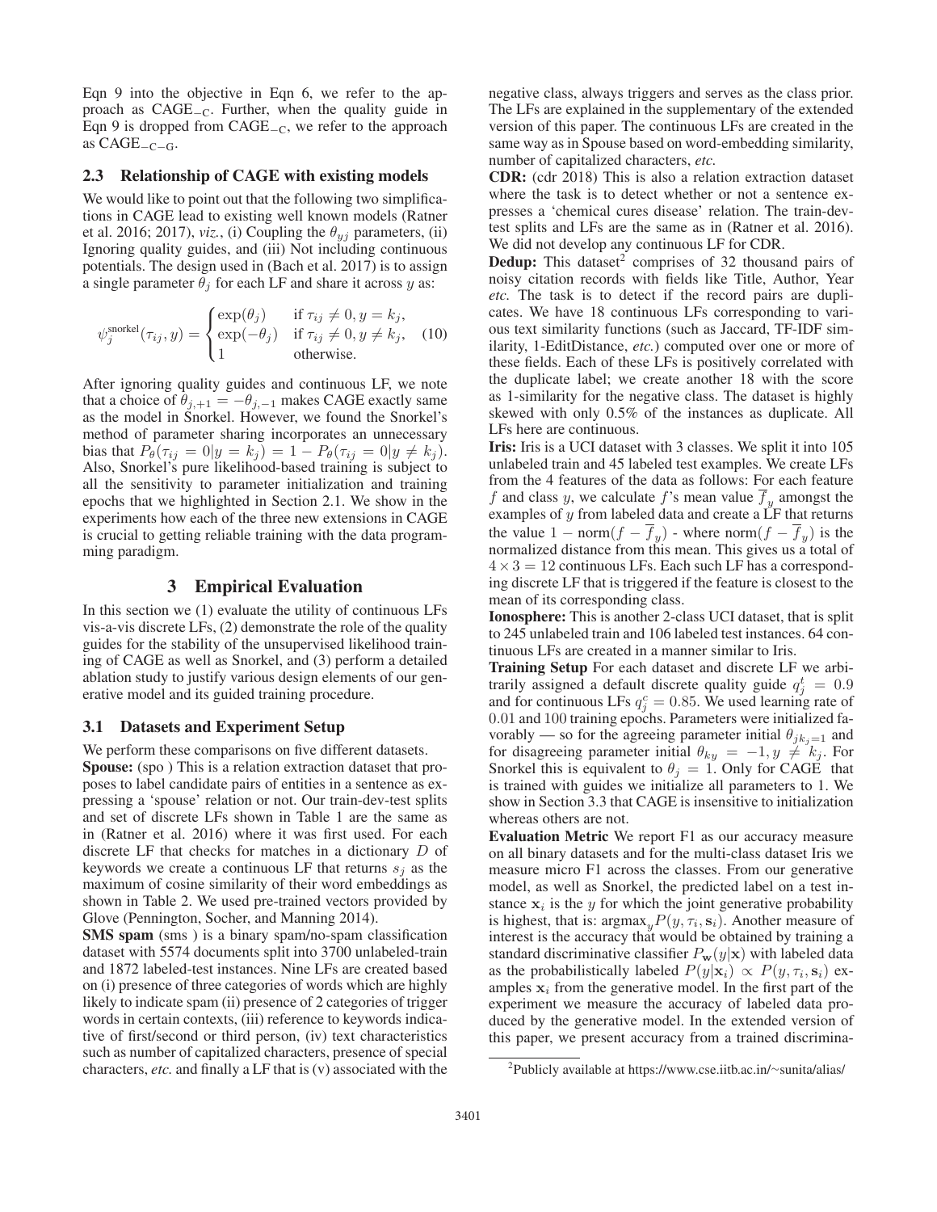Eqn 9 into the objective in Eqn 6, we refer to the approach as CAGE$_{-\mathrm{C}}$. Further, when the quality guide in Eqn 9 is dropped from CAGE$_{-\mathrm{C}}$, we refer to the approach as CAGE$_{-\mathrm{C}-\mathrm{G}}$.

### 2.3 Relationship of CAGE with existing models

We would like to point out that the following two simplifications in CAGE lead to existing well known models (Ratner et al. 2016; 2017), *viz.*, (i) Coupling the $\theta_{yj}$ parameters, (ii) Ignoring quality guides, and (iii) Not including continuous potentials. The design used in (Bach et al. 2017) is to assign a single parameter $\theta_j$ for each LF and share it across $y$ as:

$$\psi_j^{\text{snorkel}}(\tau_{ij}, y) = \begin{cases} \exp(\theta_j) & \text{if } \tau_{ij} \neq 0, y = k_j, \\ \exp(-\theta_j) & \text{if } \tau_{ij} \neq 0, y \neq k_j, \\ 1 & \text{otherwise.} \end{cases} \quad (10)$$

After ignoring quality guides and continuous LF, we note that a choice of $\theta_{j,+1} = -\theta_{j,-1}$ makes CAGE exactly same as the model in Snorkel. However, we found the Snorkel's method of parameter sharing incorporates an unnecessary bias that $P_\theta(\tau_{ij} = 0|y = k_j) = 1 - P_\theta(\tau_{ij} = 0|y \neq k_j)$. Also, Snorkel's pure likelihood-based training is subject to all the sensitivity to parameter initialization and training epochs that we highlighted in Section 2.1. We show in the experiments how each of the three new extensions in CAGE is crucial to getting reliable training with the data programming paradigm.

## 3 Empirical Evaluation

In this section we (1) evaluate the utility of continuous LFs vis-a-vis discrete LFs, (2) demonstrate the role of the quality guides for the stability of the unsupervised likelihood training of CAGE as well as Snorkel, and (3) perform a detailed ablation study to justify various design elements of our generative model and its guided training procedure.

### 3.1 Datasets and Experiment Setup

We perform these comparisons on five different datasets.

**Spouse:** (spo ) This is a relation extraction dataset that proposes to label candidate pairs of entities in a sentence as expressing a 'spouse' relation or not. Our train-dev-test splits and set of discrete LFs shown in Table 1 are the same as in (Ratner et al. 2016) where it was first used. For each discrete LF that checks for matches in a dictionary $D$ of keywords we create a continuous LF that returns $s_j$ as the maximum of cosine similarity of their word embeddings as shown in Table 2. We used pre-trained vectors provided by Glove (Pennington, Socher, and Manning 2014).

**SMS spam** (sms ) is a binary spam/no-spam classification dataset with 5574 documents split into 3700 unlabeled-train and 1872 labeled-test instances. Nine LFs are created based on (i) presence of three categories of words which are highly likely to indicate spam (ii) presence of 2 categories of trigger words in certain contexts, (iii) reference to keywords indicative of first/second or third person, (iv) text characteristics such as number of capitalized characters, presence of special characters, *etc.* and finally a LF that is (v) associated with the negative class, always triggers and serves as the class prior. The LFs are explained in the supplementary of the extended version of this paper. The continuous LFs are created in the same way as in Spouse based on word-embedding similarity, number of capitalized characters, *etc.*

**CDR:** (cdr 2018) This is also a relation extraction dataset where the task is to detect whether or not a sentence expresses a 'chemical cures disease' relation. The train-dev-test splits and LFs are the same as in (Ratner et al. 2016). We did not develop any continuous LF for CDR.

**Dedup:** This dataset[2] comprises of 32 thousand pairs of noisy citation records with fields like Title, Author, Year *etc.* The task is to detect if the record pairs are duplicates. We have 18 continuous LFs corresponding to various text similarity functions (such as Jaccard, TF-IDF similarity, 1-EditDistance, *etc.*) computed over one or more of these fields. Each of these LFs is positively correlated with the duplicate label; we create another 18 with the score as 1-similarity for the negative class. The dataset is highly skewed with only 0.5% of the instances as duplicate. All LFs here are continuous.

**Iris:** Iris is a UCI dataset with 3 classes. We split it into 105 unlabeled train and 45 labeled test examples. We create LFs from the 4 features of the data as follows: For each feature $f$ and class $y$, we calculate $f$'s mean value $\overline{f}_y$ amongst the examples of $y$ from labeled data and create a LF that returns the value $1 - \text{norm}(f - \overline{f}_y)$ - where $\text{norm}(f - \overline{f}_y)$ is the normalized distance from this mean. This gives us a total of $4 \times 3 = 12$ continuous LFs. Each such LF has a corresponding discrete LF that is triggered if the feature is closest to the mean of its corresponding class.

**Ionosphere:** This is another 2-class UCI dataset, that is split to 245 unlabeled train and 106 labeled test instances. 64 continuous LFs are created in a manner similar to Iris.

**Training Setup** For each dataset and discrete LF we arbitrarily assigned a default discrete quality guide $q_j^t = 0.9$ and for continuous LFs $q_j^c = 0.85$. We used learning rate of 0.01 and 100 training epochs. Parameters were initialized favorably — so for the agreeing parameter initial $\theta_{jk_j=1}$ and for disagreeing parameter initial $\theta_{ky} = -1, y \neq k_j$. For Snorkel this is equivalent to $\theta_j = 1$. Only for CAGE that is trained with guides we initialize all parameters to 1. We show in Section 3.3 that CAGE is insensitive to initialization whereas others are not.

**Evaluation Metric** We report F1 as our accuracy measure on all binary datasets and for the multi-class dataset Iris we measure micro F1 across the classes. From our generative model, as well as Snorkel, the predicted label on a test instance $\mathbf{x}_i$ is the $y$ for which the joint generative probability is highest, that is: $\text{argmax}_y P(y, \tau_i, \mathbf{s}_i)$. Another measure of interest is the accuracy that would be obtained by training a standard discriminative classifier $P_\mathbf{w}(y|\mathbf{x})$ with labeled data as the probabilistically labeled $P(y|\mathbf{x}_i) \propto P(y, \tau_i, \mathbf{s}_i)$ examples $\mathbf{x}_i$ from the generative model. In the first part of the experiment we measure the accuracy of labeled data produced by the generative model. In the extended version of this paper, we present accuracy from a trained discrimina-

[2] Publicly available at https://www.cse.iitb.ac.in/~sunita/alias/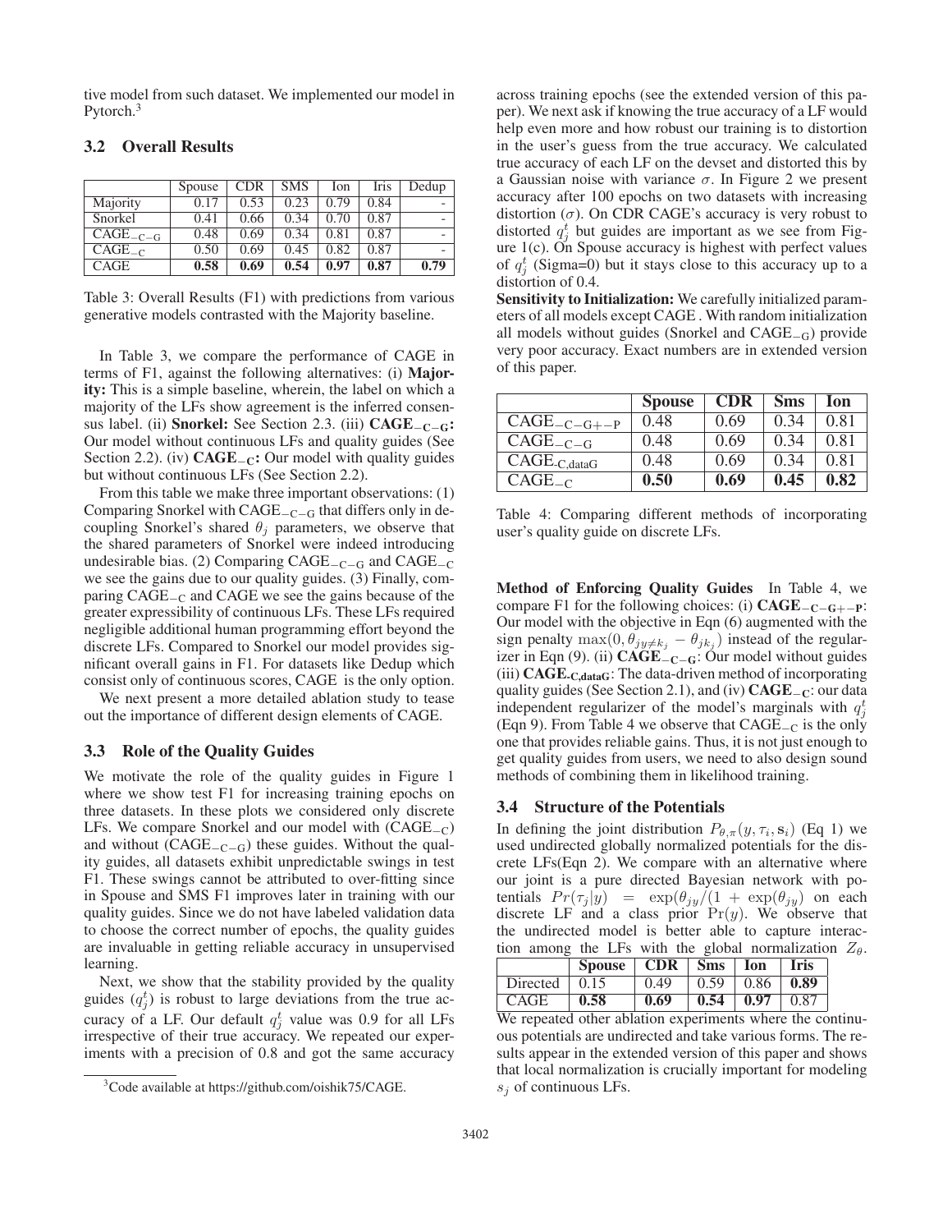tive model from such dataset. We implemented our model in Pytorch.[3]

### 3.2 Overall Results

| | Spouse | CDR | SMS | Ion | Iris | Dedup |
|---|---|---|---|---|---|---|
| Majority | 0.17 | 0.53 | 0.23 | 0.79 | 0.84 | - |
| Snorkel | 0.41 | 0.66 | 0.34 | 0.70 | 0.87 | - |
| $\text{CAGE}_{-\text{C}-\text{G}}$ | 0.48 | 0.69 | 0.34 | 0.81 | 0.87 | - |
| $\text{CAGE}_{-\text{C}}$ | 0.50 | 0.69 | 0.45 | 0.82 | 0.87 | - |
| CAGE | **0.58** | **0.69** | **0.54** | **0.97** | **0.87** | **0.79** |

Table 3: Overall Results (F1) with predictions from various generative models contrasted with the Majority baseline.

In Table 3, we compare the performance of CAGE in terms of F1, against the following alternatives: (i) **Majority:** This is a simple baseline, wherein, the label on which a majority of the LFs show agreement is the inferred consensus label. (ii) **Snorkel:** See Section 2.3. (iii) $\textbf{CAGE}_{-\textbf{C}-\textbf{G}}$**:** Our model without continuous LFs and quality guides (See Section 2.2). (iv) $\textbf{CAGE}_{-\textbf{C}}$**:** Our model with quality guides but without continuous LFs (See Section 2.2).

From this table we make three important observations: (1) Comparing Snorkel with $\text{CAGE}_{-\text{C}-\text{G}}$ that differs only in decoupling Snorkel's shared $\theta_j$ parameters, we observe that the shared parameters of Snorkel were indeed introducing undesirable bias. (2) Comparing $\text{CAGE}_{-\text{C}-\text{G}}$ and $\text{CAGE}_{-\text{C}}$ we see the gains due to our quality guides. (3) Finally, comparing $\text{CAGE}_{-\text{C}}$ and CAGE we see the gains because of the greater expressibility of continuous LFs. These LFs required negligible additional human programming effort beyond the discrete LFs. Compared to Snorkel our model provides significant overall gains in F1. For datasets like Dedup which consist only of continuous scores, CAGE is the only option.

We next present a more detailed ablation study to tease out the importance of different design elements of CAGE.

### 3.3 Role of the Quality Guides

We motivate the role of the quality guides in Figure 1 where we show test F1 for increasing training epochs on three datasets. In these plots we considered only discrete LFs. We compare Snorkel and our model with ($\text{CAGE}_{-\text{C}}$) and without ($\text{CAGE}_{-\text{C}-\text{G}}$) these guides. Without the quality guides, all datasets exhibit unpredictable swings in test F1. These swings cannot be attributed to over-fitting since in Spouse and SMS F1 improves later in training with our quality guides. Since we do not have labeled validation data to choose the correct number of epochs, the quality guides are invaluable in getting reliable accuracy in unsupervised learning.

Next, we show that the stability provided by the quality guides ($q_j^t$) is robust to large deviations from the true accuracy of a LF. Our default $q_j^t$ value was 0.9 for all LFs irrespective of their true accuracy. We repeated our experiments with a precision of 0.8 and got the same accuracy across training epochs (see the extended version of this paper). We next ask if knowing the true accuracy of a LF would help even more and how robust our training is to distortion in the user's guess from the true accuracy. We calculated true accuracy of each LF on the devset and distorted this by a Gaussian noise with variance $\sigma$. In Figure 2 we present accuracy after 100 epochs on two datasets with increasing distortion ($\sigma$). On CDR CAGE's accuracy is very robust to distorted $q_j^t$ but guides are important as we see from Figure 1(c). On Spouse accuracy is highest with perfect values of $q_j^t$ (Sigma=0) but it stays close to this accuracy up to a distortion of 0.4.

**Sensitivity to Initialization:** We carefully initialized parameters of all models except CAGE . With random initialization all models without guides (Snorkel and $\text{CAGE}_{-\text{G}}$) provide very poor accuracy. Exact numbers are in extended version of this paper.

| | **Spouse** | **CDR** | **Sms** | **Ion** |
|---|---|---|---|---|
| $\text{CAGE}_{-\text{C}-\text{G}+-\text{P}}$ | 0.48 | 0.69 | 0.34 | 0.81 |
| $\text{CAGE}_{-\text{C}-\text{G}}$ | 0.48 | 0.69 | 0.34 | 0.81 |
| $\text{CAGE}_{\text{-C,dataG}}$ | 0.48 | 0.69 | 0.34 | 0.81 |
| $\text{CAGE}_{-\text{C}}$ | **0.50** | **0.69** | **0.45** | **0.82** |

Table 4: Comparing different methods of incorporating user's quality guide on discrete LFs.

**Method of Enforcing Quality Guides** In Table 4, we compare F1 for the following choices: (i) $\textbf{CAGE}_{-\textbf{C}-\textbf{G}+-\textbf{P}}$: Our model with the objective in Eqn (6) augmented with the sign penalty $\max(0, \theta_{jy \neq k_j} - \theta_{jk_j})$ instead of the regularizer in Eqn (9). (ii) $\textbf{CAGE}_{-\textbf{C}-\textbf{G}}$: Our model without guides (iii) $\textbf{CAGE}_{\textbf{-C,dataG}}$: The data-driven method of incorporating quality guides (See Section 2.1), and (iv) $\textbf{CAGE}_{-\textbf{C}}$: our data independent regularizer of the model's marginals with $q_j^t$ (Eqn 9). From Table 4 we observe that $\text{CAGE}_{-\text{C}}$ is the only one that provides reliable gains. Thus, it is not just enough to get quality guides from users, we need to also design sound methods of combining them in likelihood training.

### 3.4 Structure of the Potentials

In defining the joint distribution $P_{\theta,\pi}(y, \tau_i, \mathbf{s}_i)$ (Eq 1) we used undirected globally normalized potentials for the discrete LFs(Eqn 2). We compare with an alternative where our joint is a pure directed Bayesian network with potentials $Pr(\tau_j|y) = \exp(\theta_{jy}/(1 + \exp(\theta_{jy})$ on each discrete LF and a class prior $\Pr(y)$. We observe that the undirected model is better able to capture interaction among the LFs with the global normalization $Z_\theta$.

| | **Spouse** | **CDR** | **Sms** | **Ion** | **Iris** |
|---|---|---|---|---|---|
| Directed | 0.15 | 0.49 | 0.59 | 0.86 | **0.89** |
| CAGE | **0.58** | **0.69** | **0.54** | **0.97** | 0.87 |

We repeated other ablation experiments where the continuous potentials are undirected and take various forms. The results appear in the extended version of this paper and shows that local normalization is crucially important for modeling $s_j$ of continuous LFs.

[3] Code available at https://github.com/oishik75/CAGE.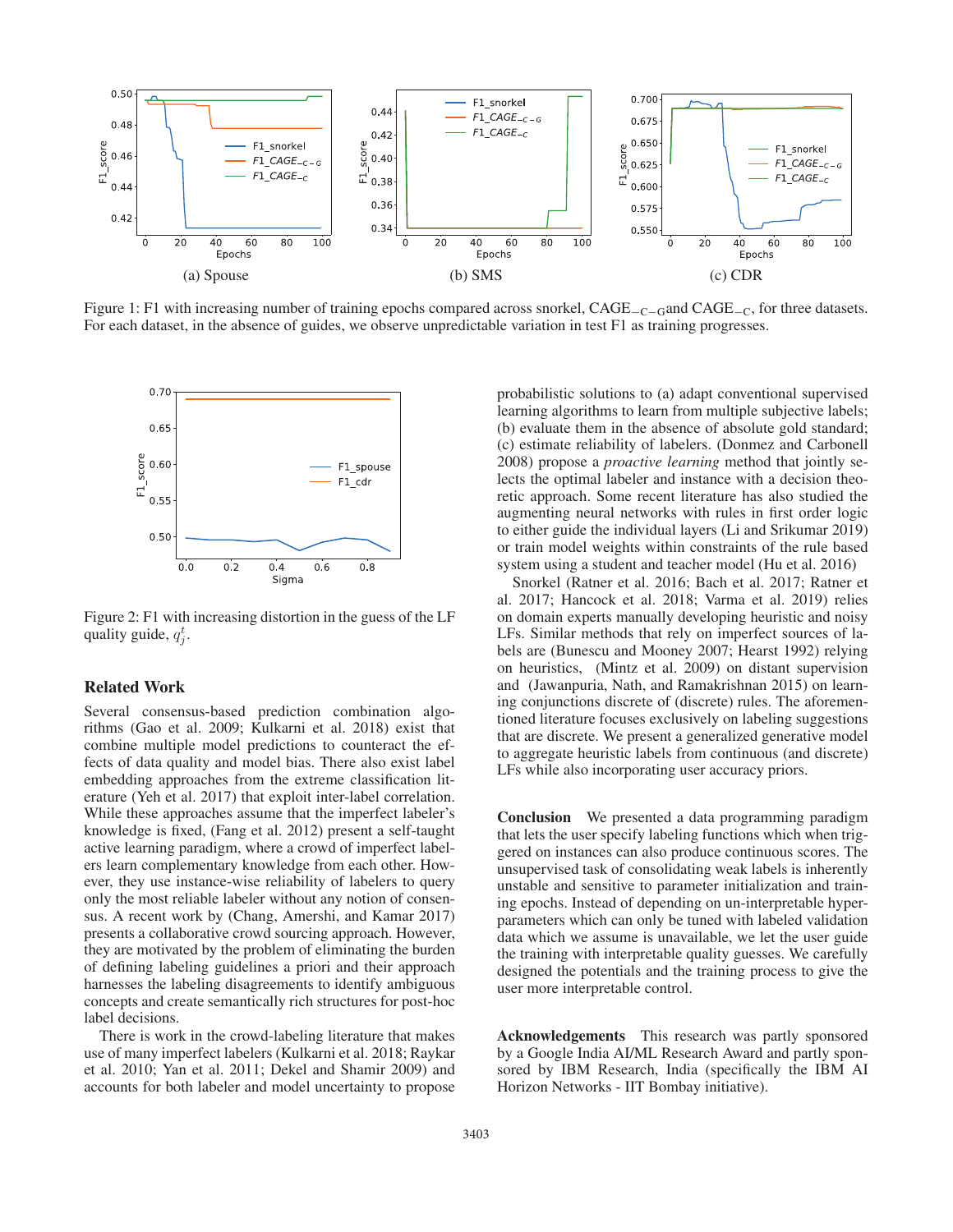(a) Spouse (b) SMS (c) CDR

Figure 1: F1 with increasing number of training epochs compared across snorkel, CAGE$_{-C-G}$and CAGE$_{-C}$, for three datasets. For each dataset, in the absence of guides, we observe unpredictable variation in test F1 as training progresses.

Figure 2: F1 with increasing distortion in the guess of the LF quality guide, $q_j^t$.

## Related Work

Several consensus-based prediction combination algorithms (Gao et al. 2009; Kulkarni et al. 2018) exist that combine multiple model predictions to counteract the effects of data quality and model bias. There also exist label embedding approaches from the extreme classification literature (Yeh et al. 2017) that exploit inter-label correlation. While these approaches assume that the imperfect labeler's knowledge is fixed, (Fang et al. 2012) present a self-taught active learning paradigm, where a crowd of imperfect labelers learn complementary knowledge from each other. However, they use instance-wise reliability of labelers to query only the most reliable labeler without any notion of consensus. A recent work by (Chang, Amershi, and Kamar 2017) presents a collaborative crowd sourcing approach. However, they are motivated by the problem of eliminating the burden of defining labeling guidelines a priori and their approach harnesses the labeling disagreements to identify ambiguous concepts and create semantically rich structures for post-hoc label decisions.

There is work in the crowd-labeling literature that makes use of many imperfect labelers (Kulkarni et al. 2018; Raykar et al. 2010; Yan et al. 2011; Dekel and Shamir 2009) and accounts for both labeler and model uncertainty to propose probabilistic solutions to (a) adapt conventional supervised learning algorithms to learn from multiple subjective labels; (b) evaluate them in the absence of absolute gold standard; (c) estimate reliability of labelers. (Donmez and Carbonell 2008) propose a *proactive learning* method that jointly selects the optimal labeler and instance with a decision theoretic approach. Some recent literature has also studied the augmenting neural networks with rules in first order logic to either guide the individual layers (Li and Srikumar 2019) or train model weights within constraints of the rule based system using a student and teacher model (Hu et al. 2016)

Snorkel (Ratner et al. 2016; Bach et al. 2017; Ratner et al. 2017; Hancock et al. 2018; Varma et al. 2019) relies on domain experts manually developing heuristic and noisy LFs. Similar methods that rely on imperfect sources of labels are (Bunescu and Mooney 2007; Hearst 1992) relying on heuristics, (Mintz et al. 2009) on distant supervision and (Jawanpuria, Nath, and Ramakrishnan 2015) on learning conjunctions discrete of (discrete) rules. The aforementioned literature focuses exclusively on labeling suggestions that are discrete. We present a generalized generative model to aggregate heuristic labels from continuous (and discrete) LFs while also incorporating user accuracy priors.

**Conclusion** We presented a data programming paradigm that lets the user specify labeling functions which when triggered on instances can also produce continuous scores. The unsupervised task of consolidating weak labels is inherently unstable and sensitive to parameter initialization and training epochs. Instead of depending on un-interpretable hyperparameters which can only be tuned with labeled validation data which we assume is unavailable, we let the user guide the training with interpretable quality guesses. We carefully designed the potentials and the training process to give the user more interpretable control.

**Acknowledgements** This research was partly sponsored by a Google India AI/ML Research Award and partly sponsored by IBM Research, India (specifically the IBM AI Horizon Networks - IIT Bombay initiative).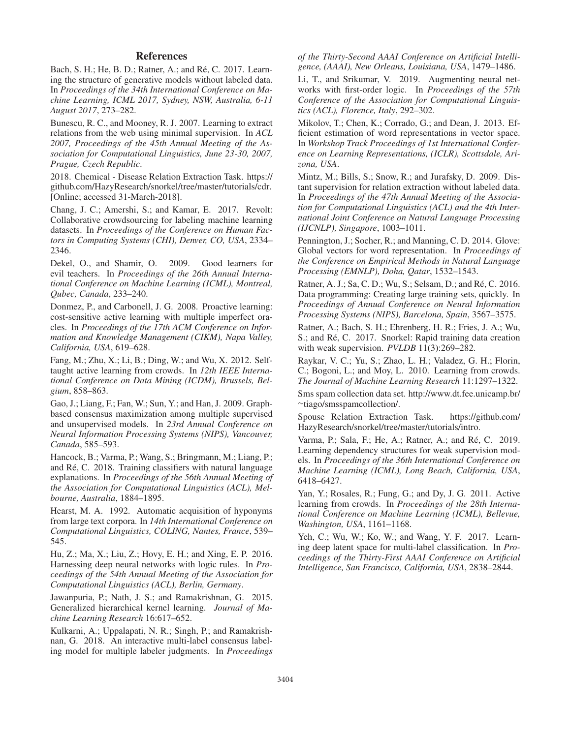## References

Bach, S. H.; He, B. D.; Ratner, A.; and Ré, C. 2017. Learning the structure of generative models without labeled data. In *Proceedings of the 34th International Conference on Machine Learning, ICML 2017, Sydney, NSW, Australia, 6-11 August 2017*, 273–282.

Bunescu, R. C., and Mooney, R. J. 2007. Learning to extract relations from the web using minimal supervision. In *ACL 2007, Proceedings of the 45th Annual Meeting of the Association for Computational Linguistics, June 23-30, 2007, Prague, Czech Republic*.

2018. Chemical - Disease Relation Extraction Task. https://github.com/HazyResearch/snorkel/tree/master/tutorials/cdr. [Online; accessed 31-March-2018].

Chang, J. C.; Amershi, S.; and Kamar, E. 2017. Revolt: Collaborative crowdsourcing for labeling machine learning datasets. In *Proceedings of the Conference on Human Factors in Computing Systems (CHI), Denver, CO, USA*, 2334–2346.

Dekel, O., and Shamir, O. 2009. Good learners for evil teachers. In *Proceedings of the 26th Annual International Conference on Machine Learning (ICML), Montreal, Qubec, Canada*, 233–240.

Donmez, P., and Carbonell, J. G. 2008. Proactive learning: cost-sensitive active learning with multiple imperfect oracles. In *Proceedings of the 17th ACM Conference on Information and Knowledge Management (CIKM), Napa Valley, California, USA*, 619–628.

Fang, M.; Zhu, X.; Li, B.; Ding, W.; and Wu, X. 2012. Self-taught active learning from crowds. In *12th IEEE International Conference on Data Mining (ICDM), Brussels, Belgium*, 858–863.

Gao, J.; Liang, F.; Fan, W.; Sun, Y.; and Han, J. 2009. Graph-based consensus maximization among multiple supervised and unsupervised models. In *23rd Annual Conference on Neural Information Processing Systems (NIPS), Vancouver, Canada*, 585–593.

Hancock, B.; Varma, P.; Wang, S.; Bringmann, M.; Liang, P.; and Ré, C. 2018. Training classifiers with natural language explanations. In *Proceedings of the 56th Annual Meeting of the Association for Computational Linguistics (ACL), Melbourne, Australia*, 1884–1895.

Hearst, M. A. 1992. Automatic acquisition of hyponyms from large text corpora. In *14th International Conference on Computational Linguistics, COLING, Nantes, France*, 539–545.

Hu, Z.; Ma, X.; Liu, Z.; Hovy, E. H.; and Xing, E. P. 2016. Harnessing deep neural networks with logic rules. In *Proceedings of the 54th Annual Meeting of the Association for Computational Linguistics (ACL), Berlin, Germany*.

Jawanpuria, P.; Nath, J. S.; and Ramakrishnan, G. 2015. Generalized hierarchical kernel learning. *Journal of Machine Learning Research* 16:617–652.

Kulkarni, A.; Uppalapati, N. R.; Singh, P.; and Ramakrishnan, G. 2018. An interactive multi-label consensus labeling model for multiple labeler judgments. In *Proceedings of the Thirty-Second AAAI Conference on Artificial Intelligence, (AAAI), New Orleans, Louisiana, USA*, 1479–1486.

Li, T., and Srikumar, V. 2019. Augmenting neural networks with first-order logic. In *Proceedings of the 57th Conference of the Association for Computational Linguistics (ACL), Florence, Italy*, 292–302.

Mikolov, T.; Chen, K.; Corrado, G.; and Dean, J. 2013. Efficient estimation of word representations in vector space. In *Workshop Track Proceedings of 1st International Conference on Learning Representations, (ICLR), Scottsdale, Arizona, USA*.

Mintz, M.; Bills, S.; Snow, R.; and Jurafsky, D. 2009. Distant supervision for relation extraction without labeled data. In *Proceedings of the 47th Annual Meeting of the Association for Computational Linguistics (ACL) and the 4th International Joint Conference on Natural Language Processing (IJCNLP), Singapore*, 1003–1011.

Pennington, J.; Socher, R.; and Manning, C. D. 2014. Glove: Global vectors for word representation. In *Proceedings of the Conference on Empirical Methods in Natural Language Processing (EMNLP), Doha, Qatar*, 1532–1543.

Ratner, A. J.; Sa, C. D.; Wu, S.; Selsam, D.; and Ré, C. 2016. Data programming: Creating large training sets, quickly. In *Proceedings of Annual Conference on Neural Information Processing Systems (NIPS), Barcelona, Spain*, 3567–3575.

Ratner, A.; Bach, S. H.; Ehrenberg, H. R.; Fries, J. A.; Wu, S.; and Ré, C. 2017. Snorkel: Rapid training data creation with weak supervision. *PVLDB* 11(3):269–282.

Raykar, V. C.; Yu, S.; Zhao, L. H.; Valadez, G. H.; Florin, C.; Bogoni, L.; and Moy, L. 2010. Learning from crowds. *The Journal of Machine Learning Research* 11:1297–1322.

Sms spam collection data set. http://www.dt.fee.unicamp.br/~tiago/smsspamcollection/.

Spouse Relation Extraction Task. https://github.com/HazyResearch/snorkel/tree/master/tutorials/intro.

Varma, P.; Sala, F.; He, A.; Ratner, A.; and Ré, C. 2019. Learning dependency structures for weak supervision models. In *Proceedings of the 36th International Conference on Machine Learning (ICML), Long Beach, California, USA*, 6418–6427.

Yan, Y.; Rosales, R.; Fung, G.; and Dy, J. G. 2011. Active learning from crowds. In *Proceedings of the 28th International Conference on Machine Learning (ICML), Bellevue, Washington, USA*, 1161–1168.

Yeh, C.; Wu, W.; Ko, W.; and Wang, Y. F. 2017. Learning deep latent space for multi-label classification. In *Proceedings of the Thirty-First AAAI Conference on Artificial Intelligence, San Francisco, California, USA*, 2838–2844.